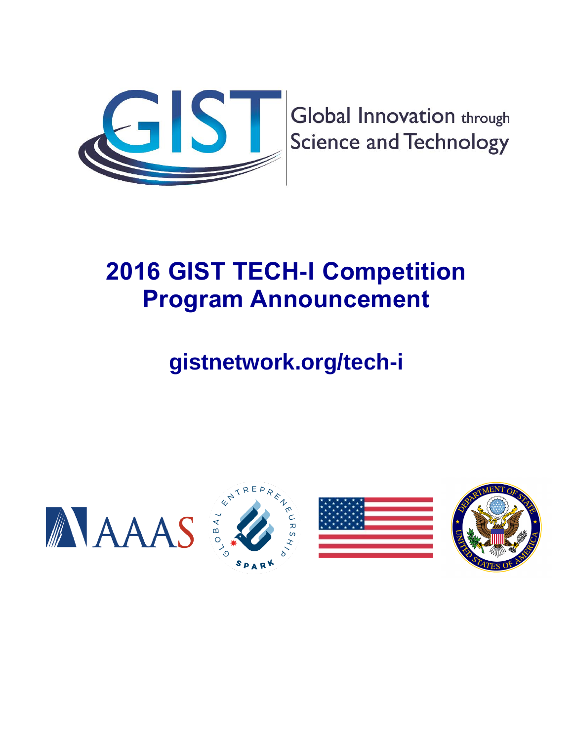Global Innovation through Science and Technology

# 2016 GIST TECH-I Competition Program Announcement

## gistnetwork.org/tech-i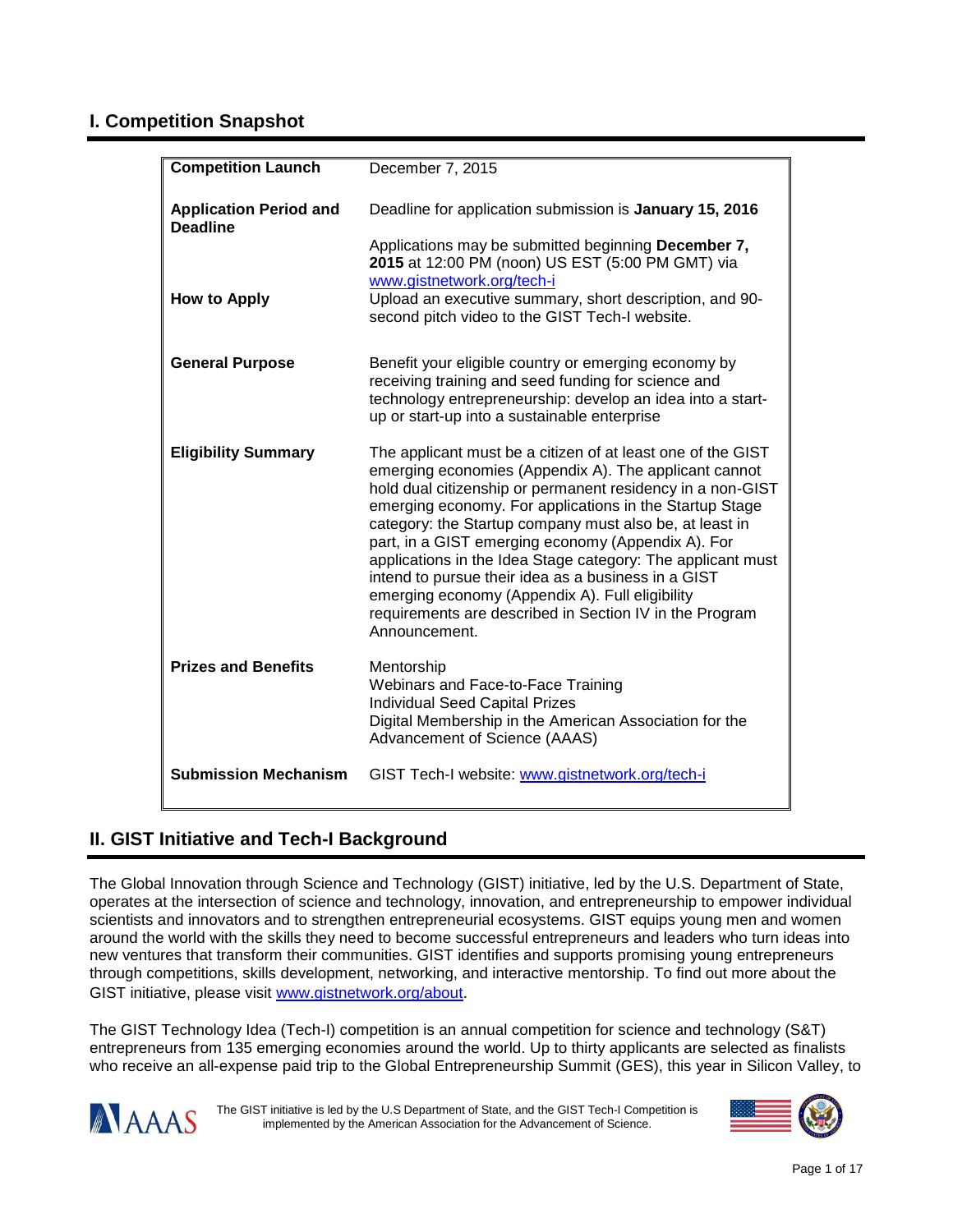## I. Competition Snapshot

| | |
|---|---|
| **Competition Launch** | December 7, 2015 |
| **Application Period and Deadline** | Deadline for application submission is **January 15, 2016**<br><br>Applications may be submitted beginning **December 7, 2015** at 12:00 PM (noon) US EST (5:00 PM GMT) via www.gistnetwork.org/tech-i |
| **How to Apply** | Upload an executive summary, short description, and 90-second pitch video to the GIST Tech-I website. |
| **General Purpose** | Benefit your eligible country or emerging economy by receiving training and seed funding for science and technology entrepreneurship: develop an idea into a start-up or start-up into a sustainable enterprise |
| **Eligibility Summary** | The applicant must be a citizen of at least one of the GIST emerging economies (Appendix A). The applicant cannot hold dual citizenship or permanent residency in a non-GIST emerging economy. For applications in the Startup Stage category: the Startup company must also be, at least in part, in a GIST emerging economy (Appendix A). For applications in the Idea Stage category: The applicant must intend to pursue their idea as a business in a GIST emerging economy (Appendix A). Full eligibility requirements are described in Section IV in the Program Announcement. |
| **Prizes and Benefits** | Mentorship<br>Webinars and Face-to-Face Training<br>Individual Seed Capital Prizes<br>Digital Membership in the American Association for the Advancement of Science (AAAS) |
| **Submission Mechanism** | GIST Tech-I website: www.gistnetwork.org/tech-i |

## II. GIST Initiative and Tech-I Background

The Global Innovation through Science and Technology (GIST) initiative, led by the U.S. Department of State, operates at the intersection of science and technology, innovation, and entrepreneurship to empower individual scientists and innovators and to strengthen entrepreneurial ecosystems. GIST equips young men and women around the world with the skills they need to become successful entrepreneurs and leaders who turn ideas into new ventures that transform their communities. GIST identifies and supports promising young entrepreneurs through competitions, skills development, networking, and interactive mentorship. To find out more about the GIST initiative, please visit www.gistnetwork.org/about.

The GIST Technology Idea (Tech-I) competition is an annual competition for science and technology (S&T) entrepreneurs from 135 emerging economies around the world. Up to thirty applicants are selected as finalists who receive an all-expense paid trip to the Global Entrepreneurship Summit (GES), this year in Silicon Valley, to

The GIST initiative is led by the U.S Department of State, and the GIST Tech-I Competition is implemented by the American Association for the Advancement of Science.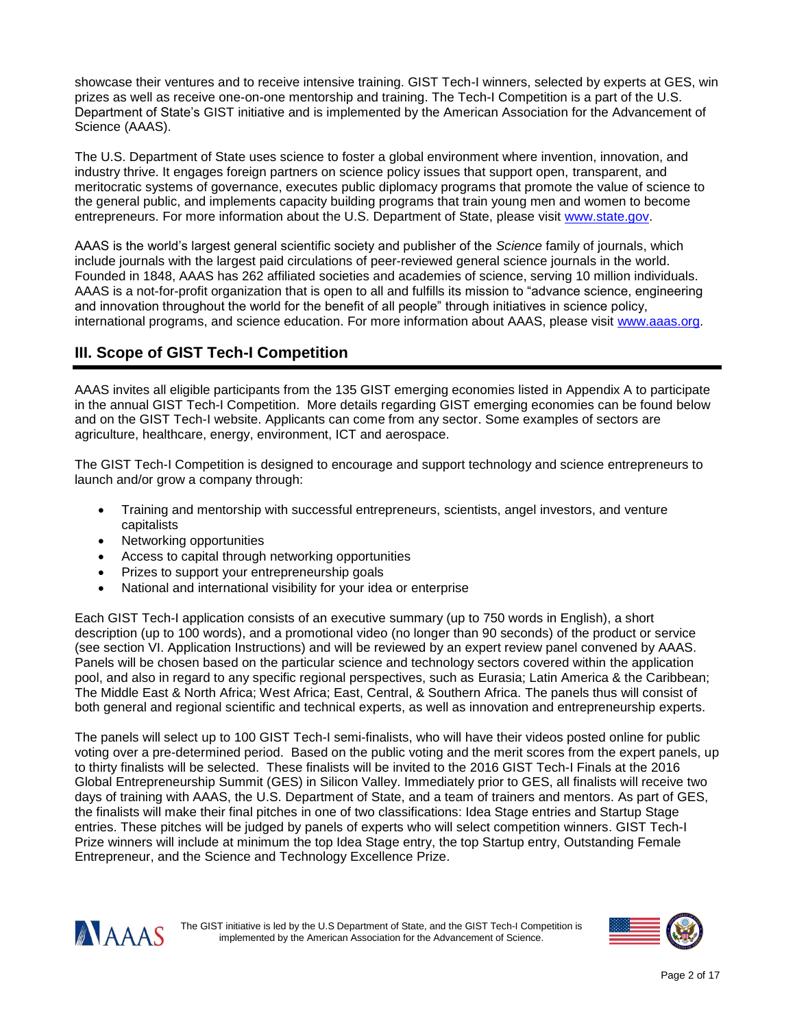showcase their ventures and to receive intensive training. GIST Tech-I winners, selected by experts at GES, win prizes as well as receive one-on-one mentorship and training. The Tech-I Competition is a part of the U.S. Department of State's GIST initiative and is implemented by the American Association for the Advancement of Science (AAAS).

The U.S. Department of State uses science to foster a global environment where invention, innovation, and industry thrive. It engages foreign partners on science policy issues that support open, transparent, and meritocratic systems of governance, executes public diplomacy programs that promote the value of science to the general public, and implements capacity building programs that train young men and women to become entrepreneurs. For more information about the U.S. Department of State, please visit [www.state.gov](http://www.state.gov).

AAAS is the world's largest general scientific society and publisher of the *Science* family of journals, which include journals with the largest paid circulations of peer-reviewed general science journals in the world. Founded in 1848, AAAS has 262 affiliated societies and academies of science, serving 10 million individuals. AAAS is a not-for-profit organization that is open to all and fulfills its mission to "advance science, engineering and innovation throughout the world for the benefit of all people" through initiatives in science policy, international programs, and science education. For more information about AAAS, please visit [www.aaas.org](http://www.aaas.org).

## III. Scope of GIST Tech-I Competition

AAAS invites all eligible participants from the 135 GIST emerging economies listed in Appendix A to participate in the annual GIST Tech-I Competition. More details regarding GIST emerging economies can be found below and on the GIST Tech-I website. Applicants can come from any sector. Some examples of sectors are agriculture, healthcare, energy, environment, ICT and aerospace.

The GIST Tech-I Competition is designed to encourage and support technology and science entrepreneurs to launch and/or grow a company through:

- Training and mentorship with successful entrepreneurs, scientists, angel investors, and venture capitalists
- Networking opportunities
- Access to capital through networking opportunities
- Prizes to support your entrepreneurship goals
- National and international visibility for your idea or enterprise

Each GIST Tech-I application consists of an executive summary (up to 750 words in English), a short description (up to 100 words), and a promotional video (no longer than 90 seconds) of the product or service (see section VI. Application Instructions) and will be reviewed by an expert review panel convened by AAAS. Panels will be chosen based on the particular science and technology sectors covered within the application pool, and also in regard to any specific regional perspectives, such as Eurasia; Latin America & the Caribbean; The Middle East & North Africa; West Africa; East, Central, & Southern Africa. The panels thus will consist of both general and regional scientific and technical experts, as well as innovation and entrepreneurship experts.

The panels will select up to 100 GIST Tech-I semi-finalists, who will have their videos posted online for public voting over a pre-determined period. Based on the public voting and the merit scores from the expert panels, up to thirty finalists will be selected. These finalists will be invited to the 2016 GIST Tech-I Finals at the 2016 Global Entrepreneurship Summit (GES) in Silicon Valley. Immediately prior to GES, all finalists will receive two days of training with AAAS, the U.S. Department of State, and a team of trainers and mentors. As part of GES, the finalists will make their final pitches in one of two classifications: Idea Stage entries and Startup Stage entries. These pitches will be judged by panels of experts who will select competition winners. GIST Tech-I Prize winners will include at minimum the top Idea Stage entry, the top Startup entry, Outstanding Female Entrepreneur, and the Science and Technology Excellence Prize.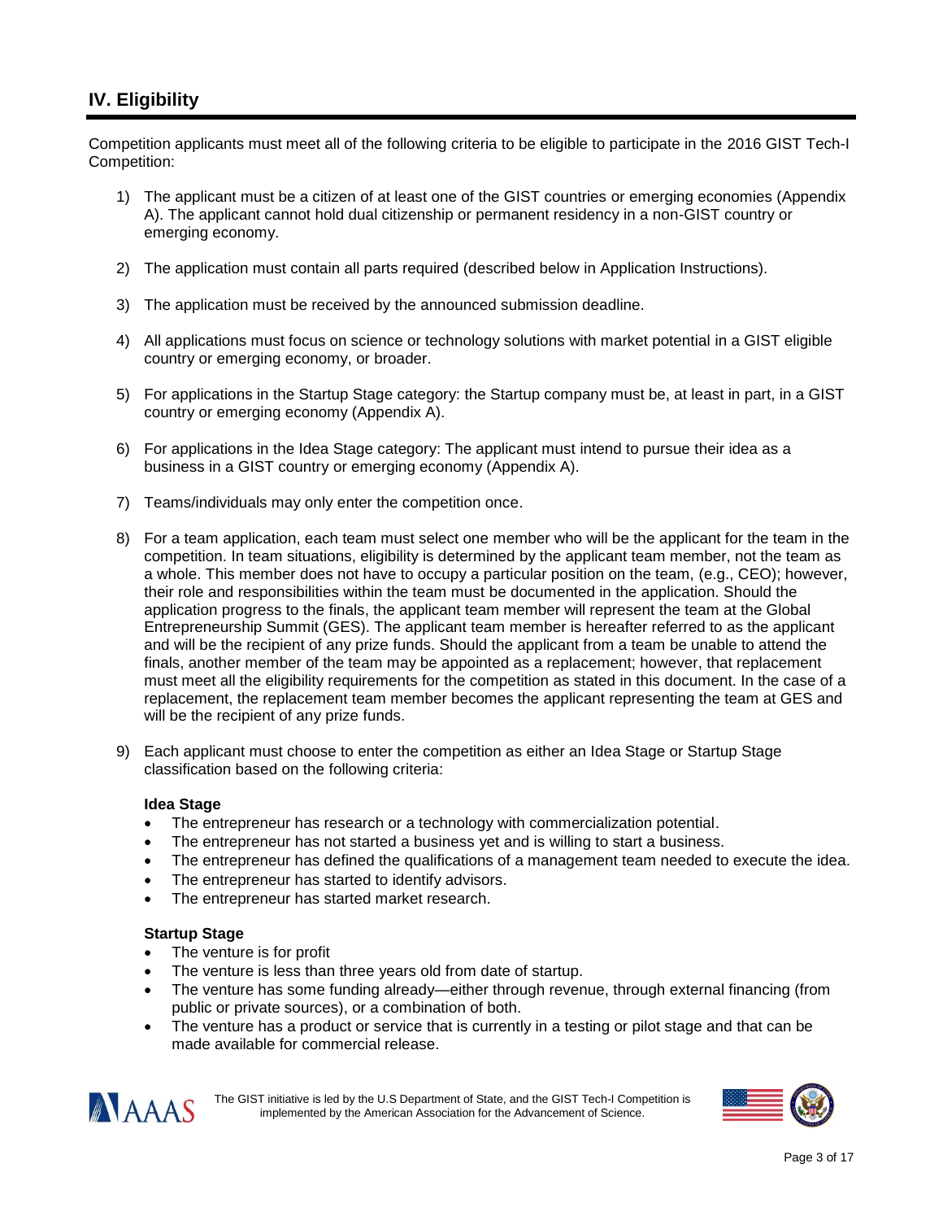## IV. Eligibility

Competition applicants must meet all of the following criteria to be eligible to participate in the 2016 GIST Tech-I Competition:

1) The applicant must be a citizen of at least one of the GIST countries or emerging economies (Appendix A). The applicant cannot hold dual citizenship or permanent residency in a non-GIST country or emerging economy.

2) The application must contain all parts required (described below in Application Instructions).

3) The application must be received by the announced submission deadline.

4) All applications must focus on science or technology solutions with market potential in a GIST eligible country or emerging economy, or broader.

5) For applications in the Startup Stage category: the Startup company must be, at least in part, in a GIST country or emerging economy (Appendix A).

6) For applications in the Idea Stage category: The applicant must intend to pursue their idea as a business in a GIST country or emerging economy (Appendix A).

7) Teams/individuals may only enter the competition once.

8) For a team application, each team must select one member who will be the applicant for the team in the competition. In team situations, eligibility is determined by the applicant team member, not the team as a whole. This member does not have to occupy a particular position on the team, (e.g., CEO); however, their role and responsibilities within the team must be documented in the application. Should the application progress to the finals, the applicant team member will represent the team at the Global Entrepreneurship Summit (GES). The applicant team member is hereafter referred to as the applicant and will be the recipient of any prize funds. Should the applicant from a team be unable to attend the finals, another member of the team may be appointed as a replacement; however, that replacement must meet all the eligibility requirements for the competition as stated in this document. In the case of a replacement, the replacement team member becomes the applicant representing the team at GES and will be the recipient of any prize funds.

9) Each applicant must choose to enter the competition as either an Idea Stage or Startup Stage classification based on the following criteria:

   **Idea Stage**
   - The entrepreneur has research or a technology with commercialization potential.
   - The entrepreneur has not started a business yet and is willing to start a business.
   - The entrepreneur has defined the qualifications of a management team needed to execute the idea.
   - The entrepreneur has started to identify advisors.
   - The entrepreneur has started market research.

   **Startup Stage**
   - The venture is for profit
   - The venture is less than three years old from date of startup.
   - The venture has some funding already—either through revenue, through external financing (from public or private sources), or a combination of both.
   - The venture has a product or service that is currently in a testing or pilot stage and that can be made available for commercial release.

The GIST initiative is led by the U.S Department of State, and the GIST Tech-I Competition is implemented by the American Association for the Advancement of Science.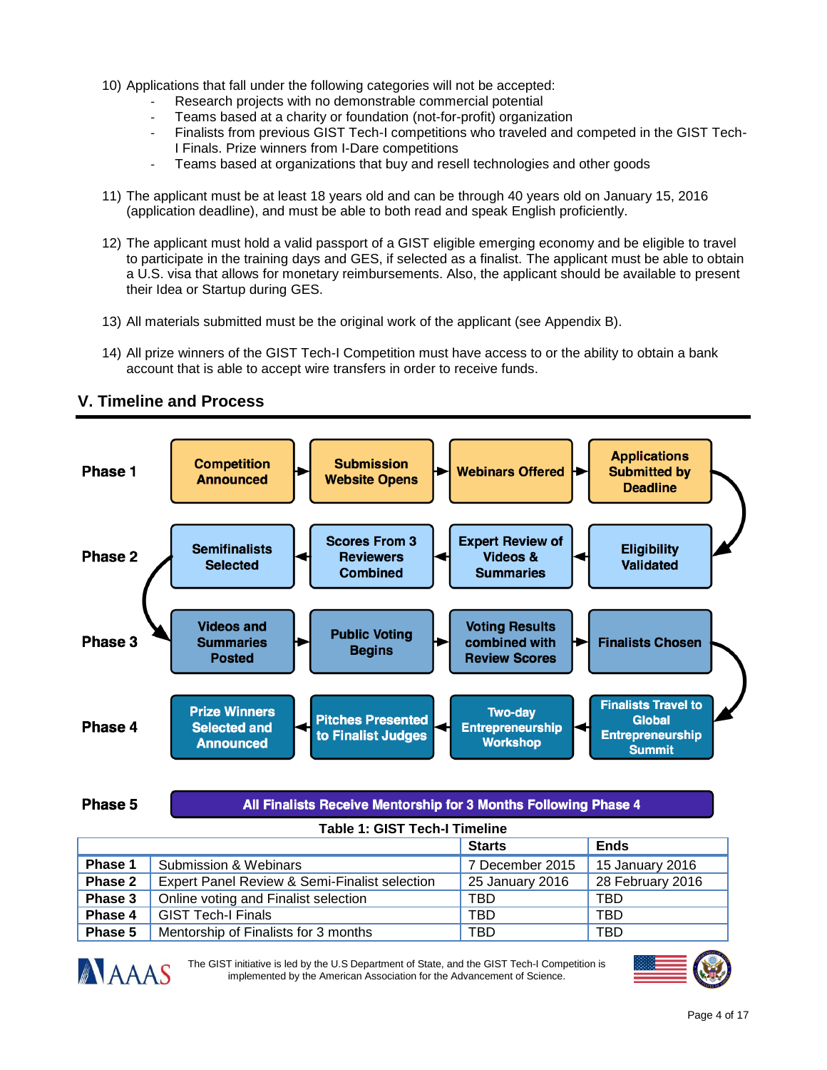10) Applications that fall under the following categories will not be accepted:
    - Research projects with no demonstrable commercial potential
    - Teams based at a charity or foundation (not-for-profit) organization
    - Finalists from previous GIST Tech-I competitions who traveled and competed in the GIST Tech-I Finals. Prize winners from I-Dare competitions
    - Teams based at organizations that buy and resell technologies and other goods

11) The applicant must be at least 18 years old and can be through 40 years old on January 15, 2016 (application deadline), and must be able to both read and speak English proficiently.

12) The applicant must hold a valid passport of a GIST eligible emerging economy and be eligible to travel to participate in the training days and GES, if selected as a finalist. The applicant must be able to obtain a U.S. visa that allows for monetary reimbursements. Also, the applicant should be available to present their Idea or Startup during GES.

13) All materials submitted must be the original work of the applicant (see Appendix B).

14) All prize winners of the GIST Tech-I Competition must have access to or the ability to obtain a bank account that is able to accept wire transfers in order to receive funds.

## V. Timeline and Process

**Phase 1**: Competition Announced → Submission Website Opens → Webinars Offered → Applications Submitted by Deadline

**Phase 2**: Eligibility Validated → Expert Review of Videos & Summaries → Scores From 3 Reviewers Combined → Semifinalists Selected

**Phase 3**: Videos and Summaries Posted → Public Voting Begins → Voting Results combined with Review Scores → Finalists Chosen

**Phase 4**: Finalists Travel to Global Entrepreneurship Summit → Two-day Entrepreneurship Workshop → Pitches Presented to Finalist Judges → Prize Winners Selected and Announced

**Phase 5**: All Finalists Receive Mentorship for 3 Months Following Phase 4

**Table 1: GIST Tech-I Timeline**

| | | Starts | Ends |
|---|---|---|---|
| **Phase 1** | Submission & Webinars | 7 December 2015 | 15 January 2016 |
| **Phase 2** | Expert Panel Review & Semi-Finalist selection | 25 January 2016 | 28 February 2016 |
| **Phase 3** | Online voting and Finalist selection | TBD | TBD |
| **Phase 4** | GIST Tech-I Finals | TBD | TBD |
| **Phase 5** | Mentorship of Finalists for 3 months | TBD | TBD |

The GIST initiative is led by the U.S Department of State, and the GIST Tech-I Competition is implemented by the American Association for the Advancement of Science.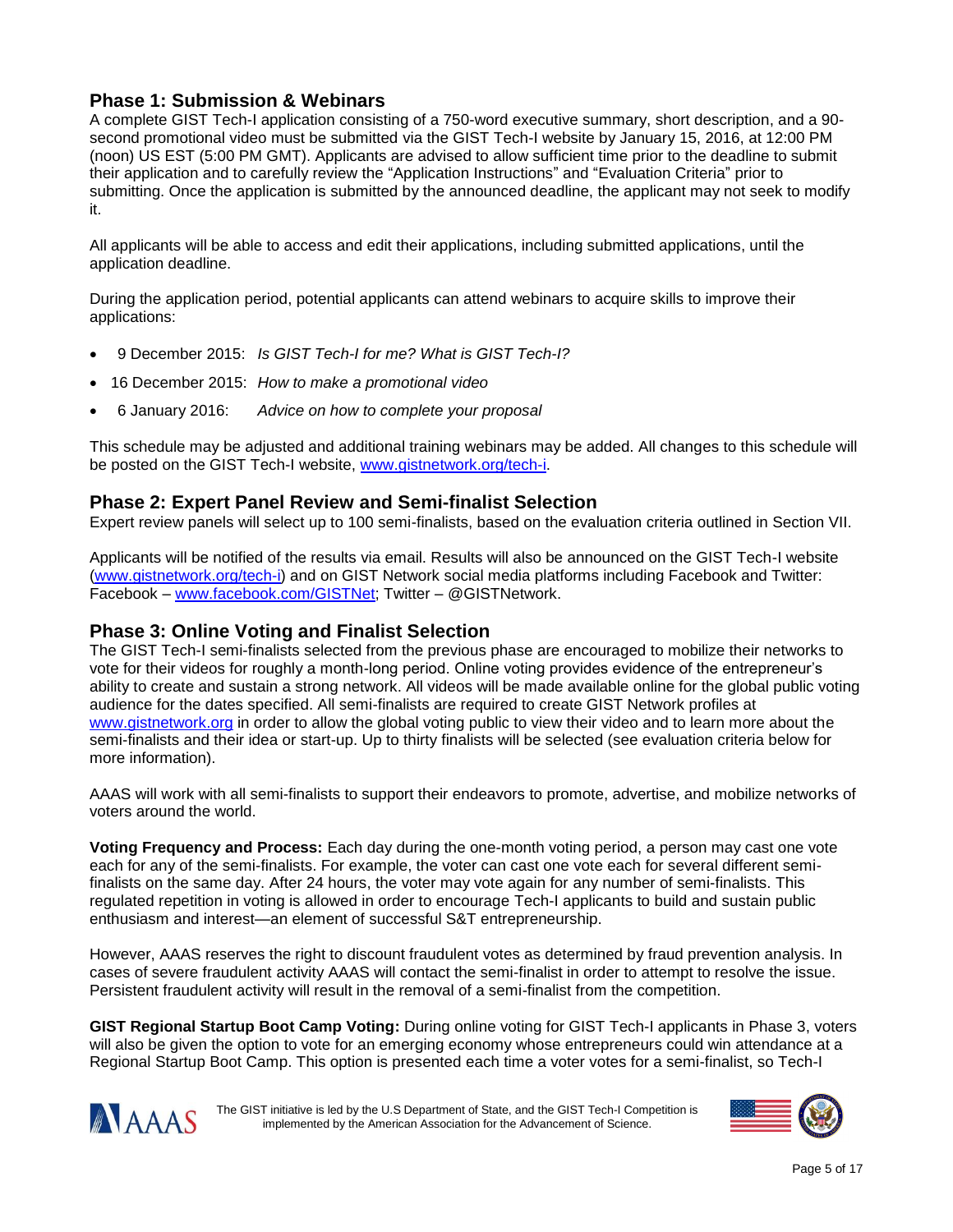## Phase 1: Submission & Webinars

A complete GIST Tech-I application consisting of a 750-word executive summary, short description, and a 90-second promotional video must be submitted via the GIST Tech-I website by January 15, 2016, at 12:00 PM (noon) US EST (5:00 PM GMT). Applicants are advised to allow sufficient time prior to the deadline to submit their application and to carefully review the "Application Instructions" and "Evaluation Criteria" prior to submitting. Once the application is submitted by the announced deadline, the applicant may not seek to modify it.

All applicants will be able to access and edit their applications, including submitted applications, until the application deadline.

During the application period, potential applicants can attend webinars to acquire skills to improve their applications:

- 9 December 2015: *Is GIST Tech-I for me? What is GIST Tech-I?*
- 16 December 2015: *How to make a promotional video*
- 6 January 2016: *Advice on how to complete your proposal*

This schedule may be adjusted and additional training webinars may be added. All changes to this schedule will be posted on the GIST Tech-I website, www.gistnetwork.org/tech-i.

## Phase 2: Expert Panel Review and Semi-finalist Selection

Expert review panels will select up to 100 semi-finalists, based on the evaluation criteria outlined in Section VII.

Applicants will be notified of the results via email. Results will also be announced on the GIST Tech-I website (www.gistnetwork.org/tech-i) and on GIST Network social media platforms including Facebook and Twitter: Facebook – www.facebook.com/GISTNet; Twitter – @GISTNetwork.

## Phase 3: Online Voting and Finalist Selection

The GIST Tech-I semi-finalists selected from the previous phase are encouraged to mobilize their networks to vote for their videos for roughly a month-long period. Online voting provides evidence of the entrepreneur's ability to create and sustain a strong network. All videos will be made available online for the global public voting audience for the dates specified. All semi-finalists are required to create GIST Network profiles at www.gistnetwork.org in order to allow the global voting public to view their video and to learn more about the semi-finalists and their idea or start-up. Up to thirty finalists will be selected (see evaluation criteria below for more information).

AAAS will work with all semi-finalists to support their endeavors to promote, advertise, and mobilize networks of voters around the world.

**Voting Frequency and Process:** Each day during the one-month voting period, a person may cast one vote each for any of the semi-finalists. For example, the voter can cast one vote each for several different semi-finalists on the same day. After 24 hours, the voter may vote again for any number of semi-finalists. This regulated repetition in voting is allowed in order to encourage Tech-I applicants to build and sustain public enthusiasm and interest—an element of successful S&T entrepreneurship.

However, AAAS reserves the right to discount fraudulent votes as determined by fraud prevention analysis. In cases of severe fraudulent activity AAAS will contact the semi-finalist in order to attempt to resolve the issue. Persistent fraudulent activity will result in the removal of a semi-finalist from the competition.

**GIST Regional Startup Boot Camp Voting:** During online voting for GIST Tech-I applicants in Phase 3, voters will also be given the option to vote for an emerging economy whose entrepreneurs could win attendance at a Regional Startup Boot Camp. This option is presented each time a voter votes for a semi-finalist, so Tech-I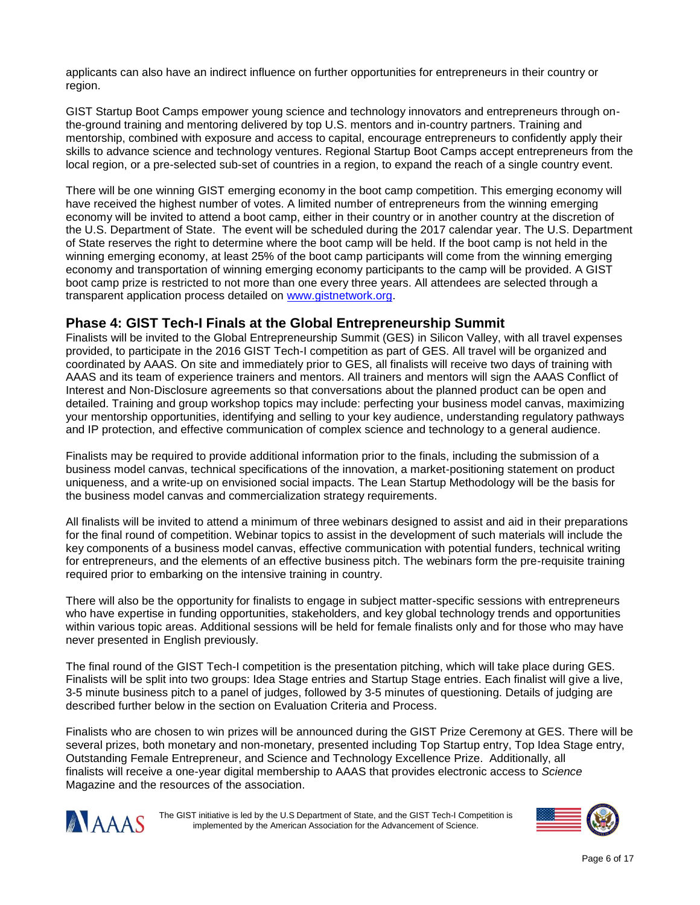applicants can also have an indirect influence on further opportunities for entrepreneurs in their country or region.

GIST Startup Boot Camps empower young science and technology innovators and entrepreneurs through on-the-ground training and mentoring delivered by top U.S. mentors and in-country partners. Training and mentorship, combined with exposure and access to capital, encourage entrepreneurs to confidently apply their skills to advance science and technology ventures. Regional Startup Boot Camps accept entrepreneurs from the local region, or a pre-selected sub-set of countries in a region, to expand the reach of a single country event.

There will be one winning GIST emerging economy in the boot camp competition. This emerging economy will have received the highest number of votes. A limited number of entrepreneurs from the winning emerging economy will be invited to attend a boot camp, either in their country or in another country at the discretion of the U.S. Department of State. The event will be scheduled during the 2017 calendar year. The U.S. Department of State reserves the right to determine where the boot camp will be held. If the boot camp is not held in the winning emerging economy, at least 25% of the boot camp participants will come from the winning emerging economy and transportation of winning emerging economy participants to the camp will be provided. A GIST boot camp prize is restricted to not more than one every three years. All attendees are selected through a transparent application process detailed on [www.gistnetwork.org](http://www.gistnetwork.org).

## Phase 4: GIST Tech-I Finals at the Global Entrepreneurship Summit

Finalists will be invited to the Global Entrepreneurship Summit (GES) in Silicon Valley, with all travel expenses provided, to participate in the 2016 GIST Tech-I competition as part of GES. All travel will be organized and coordinated by AAAS. On site and immediately prior to GES, all finalists will receive two days of training with AAAS and its team of experience trainers and mentors. All trainers and mentors will sign the AAAS Conflict of Interest and Non-Disclosure agreements so that conversations about the planned product can be open and detailed. Training and group workshop topics may include: perfecting your business model canvas, maximizing your mentorship opportunities, identifying and selling to your key audience, understanding regulatory pathways and IP protection, and effective communication of complex science and technology to a general audience.

Finalists may be required to provide additional information prior to the finals, including the submission of a business model canvas, technical specifications of the innovation, a market-positioning statement on product uniqueness, and a write-up on envisioned social impacts. The Lean Startup Methodology will be the basis for the business model canvas and commercialization strategy requirements.

All finalists will be invited to attend a minimum of three webinars designed to assist and aid in their preparations for the final round of competition. Webinar topics to assist in the development of such materials will include the key components of a business model canvas, effective communication with potential funders, technical writing for entrepreneurs, and the elements of an effective business pitch. The webinars form the pre-requisite training required prior to embarking on the intensive training in country.

There will also be the opportunity for finalists to engage in subject matter-specific sessions with entrepreneurs who have expertise in funding opportunities, stakeholders, and key global technology trends and opportunities within various topic areas. Additional sessions will be held for female finalists only and for those who may have never presented in English previously.

The final round of the GIST Tech-I competition is the presentation pitching, which will take place during GES. Finalists will be split into two groups: Idea Stage entries and Startup Stage entries. Each finalist will give a live, 3-5 minute business pitch to a panel of judges, followed by 3-5 minutes of questioning. Details of judging are described further below in the section on Evaluation Criteria and Process.

Finalists who are chosen to win prizes will be announced during the GIST Prize Ceremony at GES. There will be several prizes, both monetary and non-monetary, presented including Top Startup entry, Top Idea Stage entry, Outstanding Female Entrepreneur, and Science and Technology Excellence Prize. Additionally, all finalists will receive a one-year digital membership to AAAS that provides electronic access to *Science* Magazine and the resources of the association.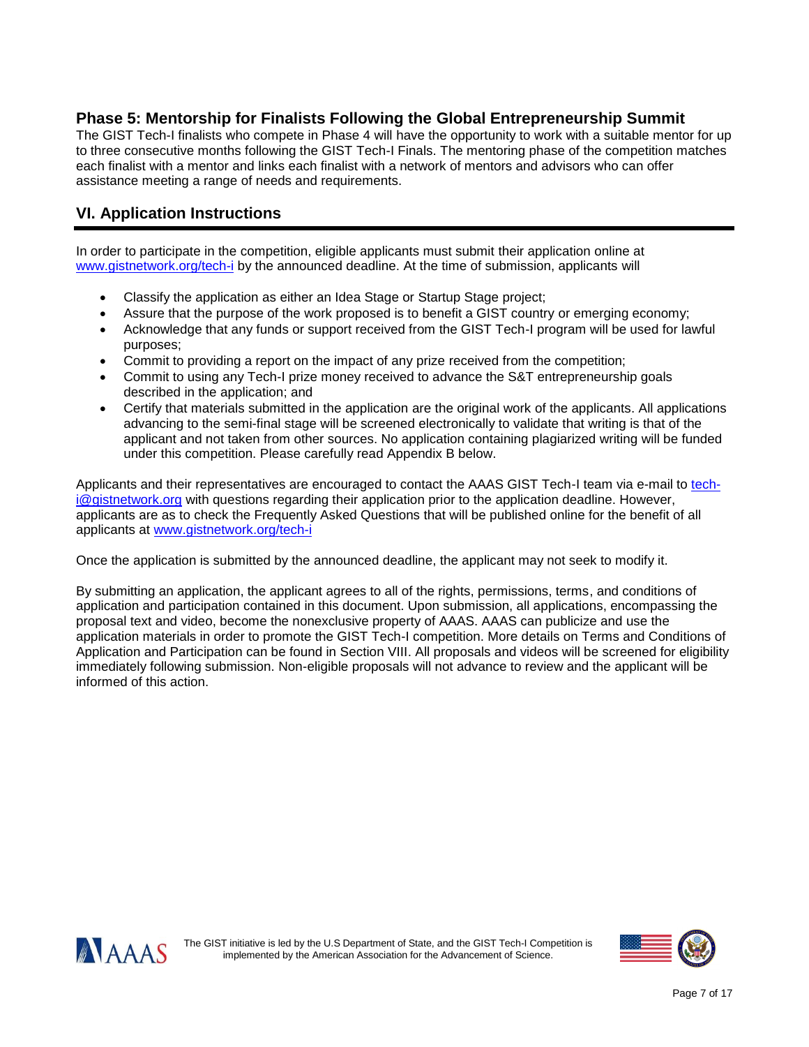## Phase 5: Mentorship for Finalists Following the Global Entrepreneurship Summit

The GIST Tech-I finalists who compete in Phase 4 will have the opportunity to work with a suitable mentor for up to three consecutive months following the GIST Tech-I Finals. The mentoring phase of the competition matches each finalist with a mentor and links each finalist with a network of mentors and advisors who can offer assistance meeting a range of needs and requirements.

## VI. Application Instructions

In order to participate in the competition, eligible applicants must submit their application online at www.gistnetwork.org/tech-i by the announced deadline. At the time of submission, applicants will

- Classify the application as either an Idea Stage or Startup Stage project;
- Assure that the purpose of the work proposed is to benefit a GIST country or emerging economy;
- Acknowledge that any funds or support received from the GIST Tech-I program will be used for lawful purposes;
- Commit to providing a report on the impact of any prize received from the competition;
- Commit to using any Tech-I prize money received to advance the S&T entrepreneurship goals described in the application; and
- Certify that materials submitted in the application are the original work of the applicants. All applications advancing to the semi-final stage will be screened electronically to validate that writing is that of the applicant and not taken from other sources. No application containing plagiarized writing will be funded under this competition. Please carefully read Appendix B below.

Applicants and their representatives are encouraged to contact the AAAS GIST Tech-I team via e-mail to tech-i@gistnetwork.org with questions regarding their application prior to the application deadline. However, applicants are as to check the Frequently Asked Questions that will be published online for the benefit of all applicants at www.gistnetwork.org/tech-i

Once the application is submitted by the announced deadline, the applicant may not seek to modify it.

By submitting an application, the applicant agrees to all of the rights, permissions, terms, and conditions of application and participation contained in this document. Upon submission, all applications, encompassing the proposal text and video, become the nonexclusive property of AAAS. AAAS can publicize and use the application materials in order to promote the GIST Tech-I competition. More details on Terms and Conditions of Application and Participation can be found in Section VIII. All proposals and videos will be screened for eligibility immediately following submission. Non-eligible proposals will not advance to review and the applicant will be informed of this action.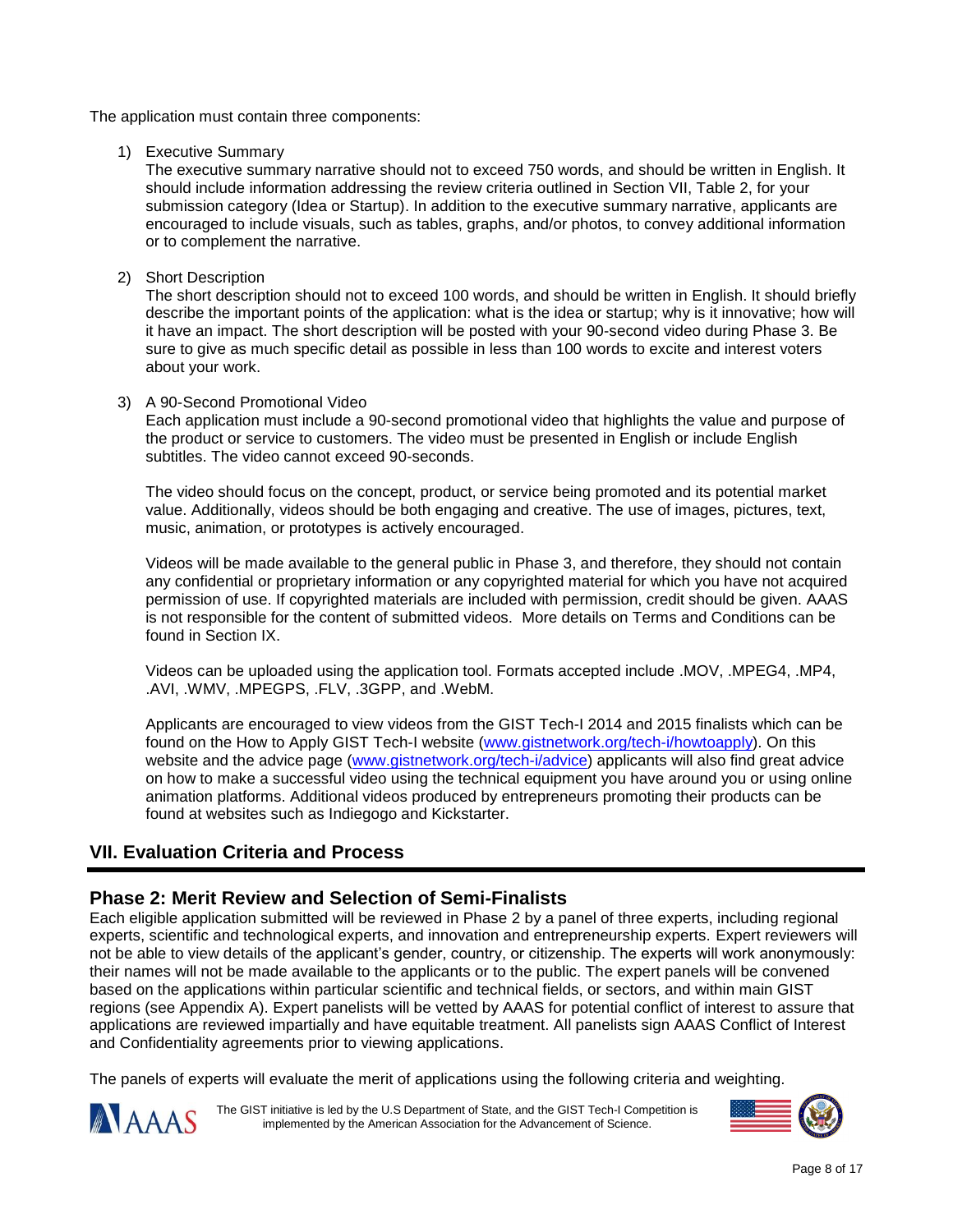The application must contain three components:

1) Executive Summary
   The executive summary narrative should not to exceed 750 words, and should be written in English. It should include information addressing the review criteria outlined in Section VII, Table 2, for your submission category (Idea or Startup). In addition to the executive summary narrative, applicants are encouraged to include visuals, such as tables, graphs, and/or photos, to convey additional information or to complement the narrative.

2) Short Description
   The short description should not to exceed 100 words, and should be written in English. It should briefly describe the important points of the application: what is the idea or startup; why is it innovative; how will it have an impact. The short description will be posted with your 90-second video during Phase 3. Be sure to give as much specific detail as possible in less than 100 words to excite and interest voters about your work.

3) A 90-Second Promotional Video
   Each application must include a 90-second promotional video that highlights the value and purpose of the product or service to customers. The video must be presented in English or include English subtitles. The video cannot exceed 90-seconds.

   The video should focus on the concept, product, or service being promoted and its potential market value. Additionally, videos should be both engaging and creative. The use of images, pictures, text, music, animation, or prototypes is actively encouraged.

   Videos will be made available to the general public in Phase 3, and therefore, they should not contain any confidential or proprietary information or any copyrighted material for which you have not acquired permission of use. If copyrighted materials are included with permission, credit should be given. AAAS is not responsible for the content of submitted videos. More details on Terms and Conditions can be found in Section IX.

   Videos can be uploaded using the application tool. Formats accepted include .MOV, .MPEG4, .MP4, .AVI, .WMV, .MPEGPS, .FLV, .3GPP, and .WebM.

   Applicants are encouraged to view videos from the GIST Tech-I 2014 and 2015 finalists which can be found on the How to Apply GIST Tech-I website (www.gistnetwork.org/tech-i/howtoapply). On this website and the advice page (www.gistnetwork.org/tech-i/advice) applicants will also find great advice on how to make a successful video using the technical equipment you have around you or using online animation platforms. Additional videos produced by entrepreneurs promoting their products can be found at websites such as Indiegogo and Kickstarter.

## VII. Evaluation Criteria and Process

### Phase 2: Merit Review and Selection of Semi-Finalists

Each eligible application submitted will be reviewed in Phase 2 by a panel of three experts, including regional experts, scientific and technological experts, and innovation and entrepreneurship experts. Expert reviewers will not be able to view details of the applicant's gender, country, or citizenship. The experts will work anonymously: their names will not be made available to the applicants or to the public. The expert panels will be convened based on the applications within particular scientific and technical fields, or sectors, and within main GIST regions (see Appendix A). Expert panelists will be vetted by AAAS for potential conflict of interest to assure that applications are reviewed impartially and have equitable treatment. All panelists sign AAAS Conflict of Interest and Confidentiality agreements prior to viewing applications.

The panels of experts will evaluate the merit of applications using the following criteria and weighting.

The GIST initiative is led by the U.S Department of State, and the GIST Tech-I Competition is implemented by the American Association for the Advancement of Science.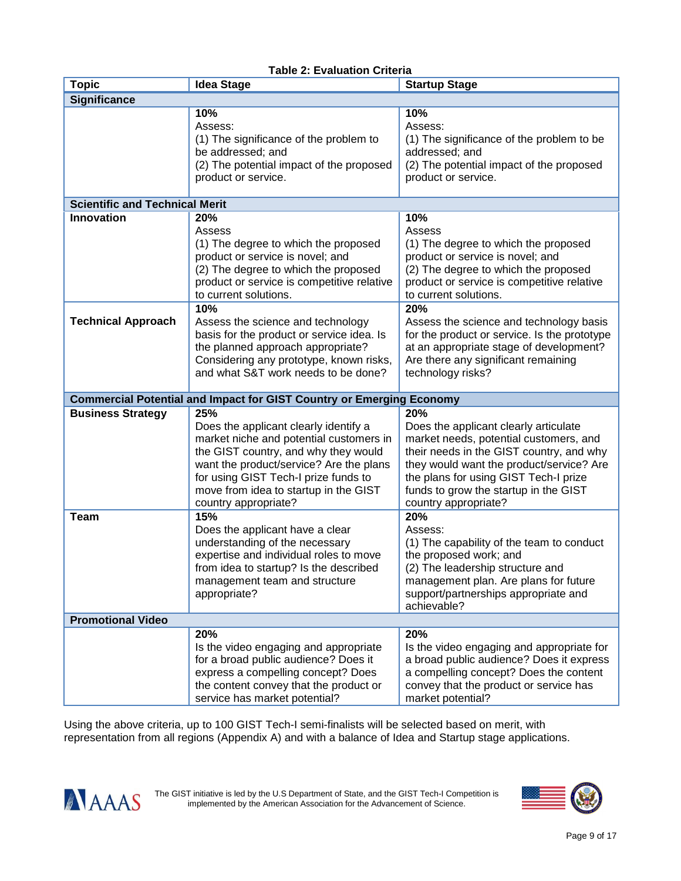**Table 2: Evaluation Criteria**

| Topic | Idea Stage | Startup Stage |
|---|---|---|
| **Significance** | | |
| | **10%**<br>Assess:<br>(1) The significance of the problem to be addressed; and<br>(2) The potential impact of the proposed product or service. | **10%**<br>Assess:<br>(1) The significance of the problem to be addressed; and<br>(2) The potential impact of the proposed product or service. |
| **Scientific and Technical Merit** | | |
| **Innovation** | **20%**<br>Assess<br>(1) The degree to which the proposed product or service is novel; and<br>(2) The degree to which the proposed product or service is competitive relative to current solutions. | **10%**<br>Assess<br>(1) The degree to which the proposed product or service is novel; and<br>(2) The degree to which the proposed product or service is competitive relative to current solutions. |
| **Technical Approach** | **10%**<br>Assess the science and technology basis for the product or service idea. Is the planned approach appropriate? Considering any prototype, known risks, and what S&T work needs to be done? | **20%**<br>Assess the science and technology basis for the product or service. Is the prototype at an appropriate stage of development? Are there any significant remaining technology risks? |
| **Commercial Potential and Impact for GIST Country or Emerging Economy** | | |
| **Business Strategy** | **25%**<br>Does the applicant clearly identify a market niche and potential customers in the GIST country, and why they would want the product/service? Are the plans for using GIST Tech-I prize funds to move from idea to startup in the GIST country appropriate? | **20%**<br>Does the applicant clearly articulate market needs, potential customers, and their needs in the GIST country, and why they would want the product/service? Are the plans for using GIST Tech-I prize funds to grow the startup in the GIST country appropriate? |
| **Team** | **15%**<br>Does the applicant have a clear understanding of the necessary expertise and individual roles to move from idea to startup? Is the described management team and structure appropriate? | **20%**<br>Assess:<br>(1) The capability of the team to conduct the proposed work; and<br>(2) The leadership structure and management plan. Are plans for future support/partnerships appropriate and achievable? |
| **Promotional Video** | | |
| | **20%**<br>Is the video engaging and appropriate for a broad public audience? Does it express a compelling concept? Does the content convey that the product or service has market potential? | **20%**<br>Is the video engaging and appropriate for a broad public audience? Does it express a compelling concept? Does the content convey that the product or service has market potential? |

Using the above criteria, up to 100 GIST Tech-I semi-finalists will be selected based on merit, with representation from all regions (Appendix A) and with a balance of Idea and Startup stage applications.

The GIST initiative is led by the U.S Department of State, and the GIST Tech-I Competition is implemented by the American Association for the Advancement of Science.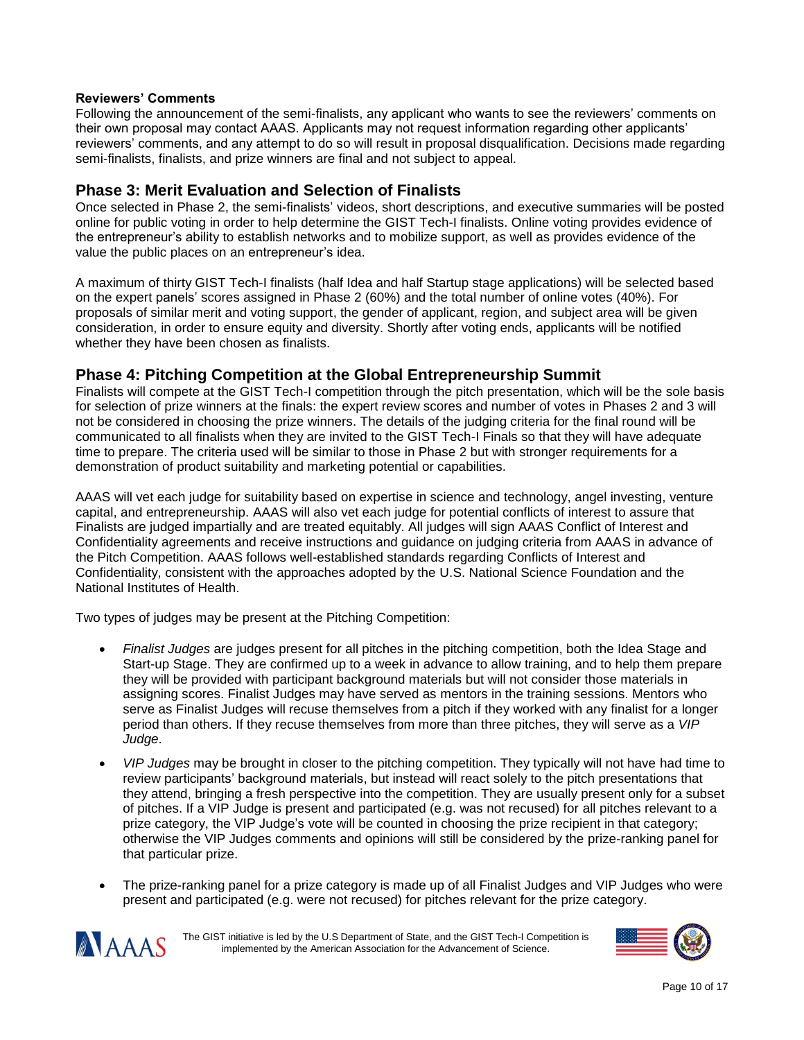**Reviewers' Comments**

Following the announcement of the semi-finalists, any applicant who wants to see the reviewers' comments on their own proposal may contact AAAS. Applicants may not request information regarding other applicants' reviewers' comments, and any attempt to do so will result in proposal disqualification. Decisions made regarding semi-finalists, finalists, and prize winners are final and not subject to appeal.

## Phase 3: Merit Evaluation and Selection of Finalists

Once selected in Phase 2, the semi-finalists' videos, short descriptions, and executive summaries will be posted online for public voting in order to help determine the GIST Tech-I finalists. Online voting provides evidence of the entrepreneur's ability to establish networks and to mobilize support, as well as provides evidence of the value the public places on an entrepreneur's idea.

A maximum of thirty GIST Tech-I finalists (half Idea and half Startup stage applications) will be selected based on the expert panels' scores assigned in Phase 2 (60%) and the total number of online votes (40%). For proposals of similar merit and voting support, the gender of applicant, region, and subject area will be given consideration, in order to ensure equity and diversity. Shortly after voting ends, applicants will be notified whether they have been chosen as finalists.

## Phase 4: Pitching Competition at the Global Entrepreneurship Summit

Finalists will compete at the GIST Tech-I competition through the pitch presentation, which will be the sole basis for selection of prize winners at the finals: the expert review scores and number of votes in Phases 2 and 3 will not be considered in choosing the prize winners. The details of the judging criteria for the final round will be communicated to all finalists when they are invited to the GIST Tech-I Finals so that they will have adequate time to prepare. The criteria used will be similar to those in Phase 2 but with stronger requirements for a demonstration of product suitability and marketing potential or capabilities.

AAAS will vet each judge for suitability based on expertise in science and technology, angel investing, venture capital, and entrepreneurship. AAAS will also vet each judge for potential conflicts of interest to assure that Finalists are judged impartially and are treated equitably. All judges will sign AAAS Conflict of Interest and Confidentiality agreements and receive instructions and guidance on judging criteria from AAAS in advance of the Pitch Competition. AAAS follows well-established standards regarding Conflicts of Interest and Confidentiality, consistent with the approaches adopted by the U.S. National Science Foundation and the National Institutes of Health.

Two types of judges may be present at the Pitching Competition:

- *Finalist Judges* are judges present for all pitches in the pitching competition, both the Idea Stage and Start-up Stage. They are confirmed up to a week in advance to allow training, and to help them prepare they will be provided with participant background materials but will not consider those materials in assigning scores. Finalist Judges may have served as mentors in the training sessions. Mentors who serve as Finalist Judges will recuse themselves from a pitch if they worked with any finalist for a longer period than others. If they recuse themselves from more than three pitches, they will serve as a *VIP Judge*.
- *VIP Judges* may be brought in closer to the pitching competition. They typically will not have had time to review participants' background materials, but instead will react solely to the pitch presentations that they attend, bringing a fresh perspective into the competition. They are usually present only for a subset of pitches. If a VIP Judge is present and participated (e.g. was not recused) for all pitches relevant to a prize category, the VIP Judge's vote will be counted in choosing the prize recipient in that category; otherwise the VIP Judges comments and opinions will still be considered by the prize-ranking panel for that particular prize.
- The prize-ranking panel for a prize category is made up of all Finalist Judges and VIP Judges who were present and participated (e.g. were not recused) for pitches relevant for the prize category.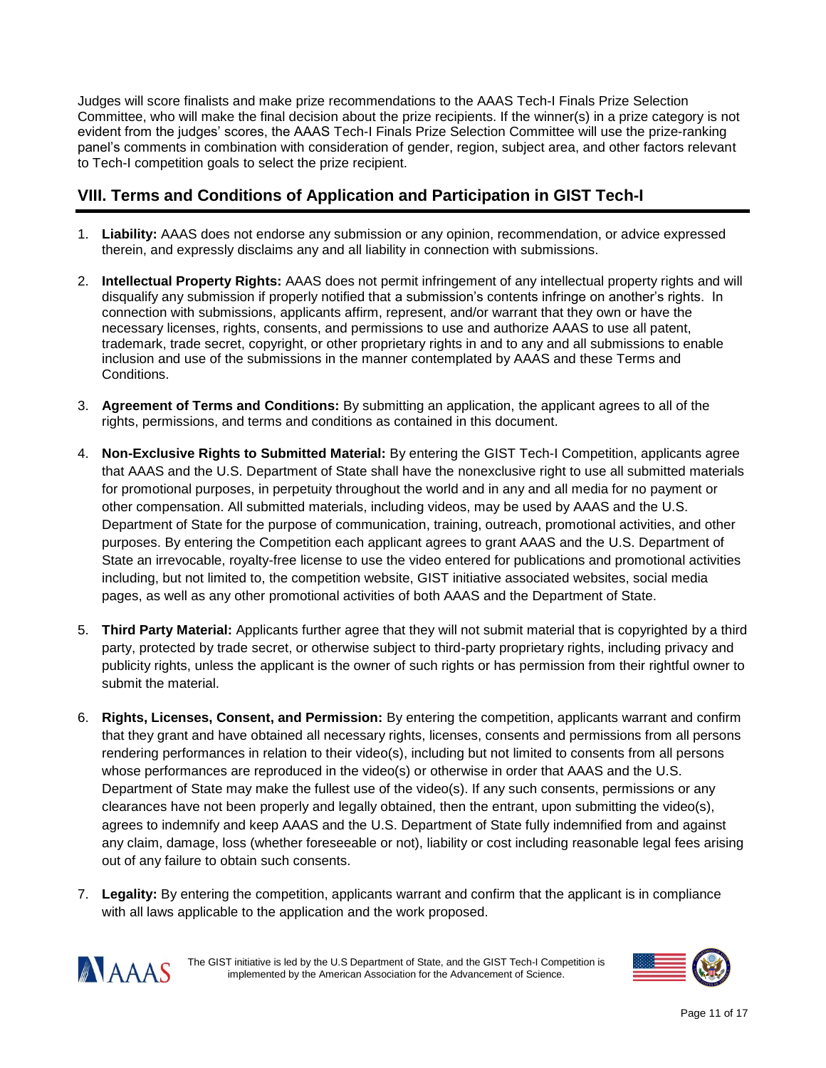Judges will score finalists and make prize recommendations to the AAAS Tech-I Finals Prize Selection Committee, who will make the final decision about the prize recipients. If the winner(s) in a prize category is not evident from the judges' scores, the AAAS Tech-I Finals Prize Selection Committee will use the prize-ranking panel's comments in combination with consideration of gender, region, subject area, and other factors relevant to Tech-I competition goals to select the prize recipient.

## VIII. Terms and Conditions of Application and Participation in GIST Tech-I

1. **Liability:** AAAS does not endorse any submission or any opinion, recommendation, or advice expressed therein, and expressly disclaims any and all liability in connection with submissions.

2. **Intellectual Property Rights:** AAAS does not permit infringement of any intellectual property rights and will disqualify any submission if properly notified that a submission's contents infringe on another's rights. In connection with submissions, applicants affirm, represent, and/or warrant that they own or have the necessary licenses, rights, consents, and permissions to use and authorize AAAS to use all patent, trademark, trade secret, copyright, or other proprietary rights in and to any and all submissions to enable inclusion and use of the submissions in the manner contemplated by AAAS and these Terms and Conditions.

3. **Agreement of Terms and Conditions:** By submitting an application, the applicant agrees to all of the rights, permissions, and terms and conditions as contained in this document.

4. **Non-Exclusive Rights to Submitted Material:** By entering the GIST Tech-I Competition, applicants agree that AAAS and the U.S. Department of State shall have the nonexclusive right to use all submitted materials for promotional purposes, in perpetuity throughout the world and in any and all media for no payment or other compensation. All submitted materials, including videos, may be used by AAAS and the U.S. Department of State for the purpose of communication, training, outreach, promotional activities, and other purposes. By entering the Competition each applicant agrees to grant AAAS and the U.S. Department of State an irrevocable, royalty-free license to use the video entered for publications and promotional activities including, but not limited to, the competition website, GIST initiative associated websites, social media pages, as well as any other promotional activities of both AAAS and the Department of State.

5. **Third Party Material:** Applicants further agree that they will not submit material that is copyrighted by a third party, protected by trade secret, or otherwise subject to third-party proprietary rights, including privacy and publicity rights, unless the applicant is the owner of such rights or has permission from their rightful owner to submit the material.

6. **Rights, Licenses, Consent, and Permission:** By entering the competition, applicants warrant and confirm that they grant and have obtained all necessary rights, licenses, consents and permissions from all persons rendering performances in relation to their video(s), including but not limited to consents from all persons whose performances are reproduced in the video(s) or otherwise in order that AAAS and the U.S. Department of State may make the fullest use of the video(s). If any such consents, permissions or any clearances have not been properly and legally obtained, then the entrant, upon submitting the video(s), agrees to indemnify and keep AAAS and the U.S. Department of State fully indemnified from and against any claim, damage, loss (whether foreseeable or not), liability or cost including reasonable legal fees arising out of any failure to obtain such consents.

7. **Legality:** By entering the competition, applicants warrant and confirm that the applicant is in compliance with all laws applicable to the application and the work proposed.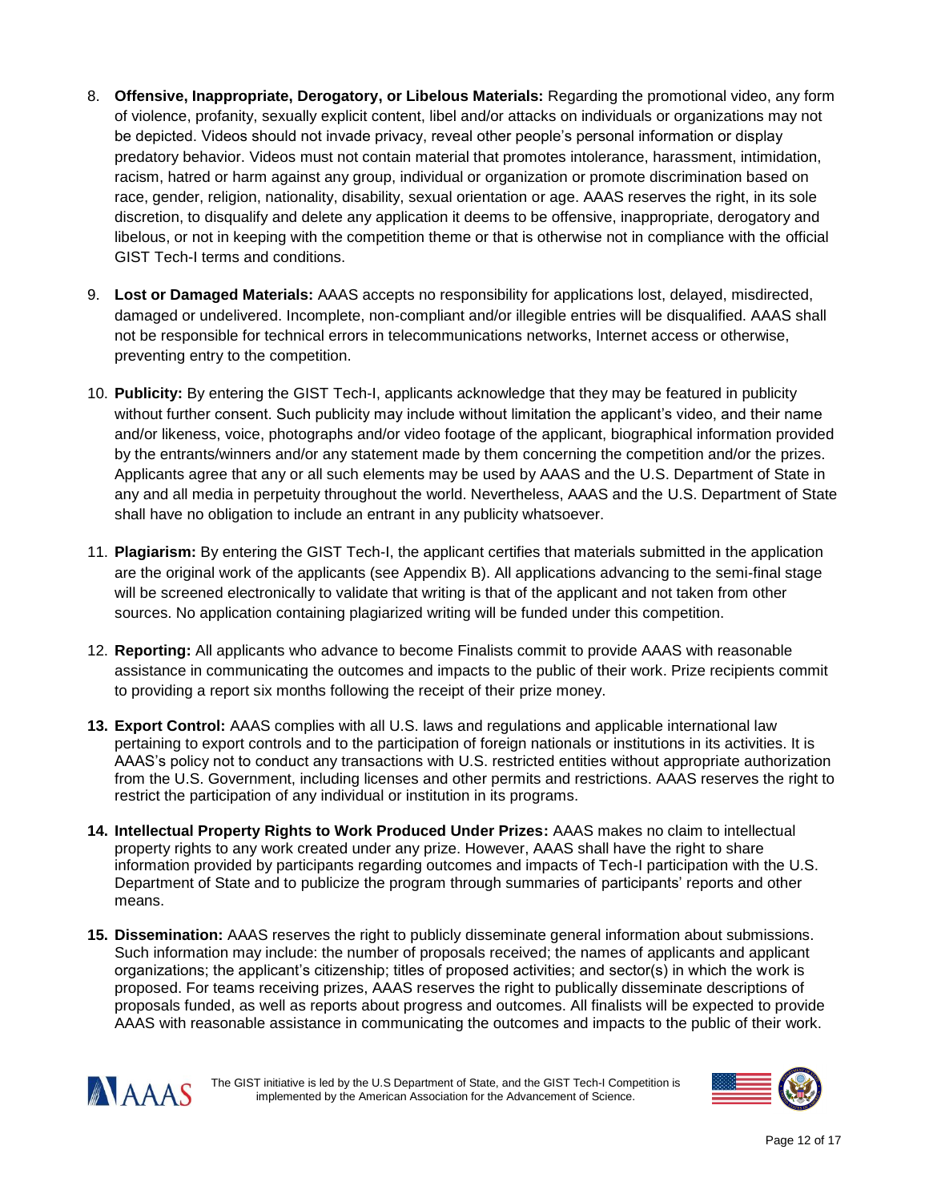8. **Offensive, Inappropriate, Derogatory, or Libelous Materials:** Regarding the promotional video, any form of violence, profanity, sexually explicit content, libel and/or attacks on individuals or organizations may not be depicted. Videos should not invade privacy, reveal other people's personal information or display predatory behavior. Videos must not contain material that promotes intolerance, harassment, intimidation, racism, hatred or harm against any group, individual or organization or promote discrimination based on race, gender, religion, nationality, disability, sexual orientation or age. AAAS reserves the right, in its sole discretion, to disqualify and delete any application it deems to be offensive, inappropriate, derogatory and libelous, or not in keeping with the competition theme or that is otherwise not in compliance with the official GIST Tech-I terms and conditions.

9. **Lost or Damaged Materials:** AAAS accepts no responsibility for applications lost, delayed, misdirected, damaged or undelivered. Incomplete, non-compliant and/or illegible entries will be disqualified. AAAS shall not be responsible for technical errors in telecommunications networks, Internet access or otherwise, preventing entry to the competition.

10. **Publicity:** By entering the GIST Tech-I, applicants acknowledge that they may be featured in publicity without further consent. Such publicity may include without limitation the applicant's video, and their name and/or likeness, voice, photographs and/or video footage of the applicant, biographical information provided by the entrants/winners and/or any statement made by them concerning the competition and/or the prizes. Applicants agree that any or all such elements may be used by AAAS and the U.S. Department of State in any and all media in perpetuity throughout the world. Nevertheless, AAAS and the U.S. Department of State shall have no obligation to include an entrant in any publicity whatsoever.

11. **Plagiarism:** By entering the GIST Tech-I, the applicant certifies that materials submitted in the application are the original work of the applicants (see Appendix B). All applications advancing to the semi-final stage will be screened electronically to validate that writing is that of the applicant and not taken from other sources. No application containing plagiarized writing will be funded under this competition.

12. **Reporting:** All applicants who advance to become Finalists commit to provide AAAS with reasonable assistance in communicating the outcomes and impacts to the public of their work. Prize recipients commit to providing a report six months following the receipt of their prize money.

13. **Export Control:** AAAS complies with all U.S. laws and regulations and applicable international law pertaining to export controls and to the participation of foreign nationals or institutions in its activities. It is AAAS's policy not to conduct any transactions with U.S. restricted entities without appropriate authorization from the U.S. Government, including licenses and other permits and restrictions. AAAS reserves the right to restrict the participation of any individual or institution in its programs.

14. **Intellectual Property Rights to Work Produced Under Prizes:** AAAS makes no claim to intellectual property rights to any work created under any prize. However, AAAS shall have the right to share information provided by participants regarding outcomes and impacts of Tech-I participation with the U.S. Department of State and to publicize the program through summaries of participants' reports and other means.

15. **Dissemination:** AAAS reserves the right to publicly disseminate general information about submissions. Such information may include: the number of proposals received; the names of applicants and applicant organizations; the applicant's citizenship; titles of proposed activities; and sector(s) in which the work is proposed. For teams receiving prizes, AAAS reserves the right to publically disseminate descriptions of proposals funded, as well as reports about progress and outcomes. All finalists will be expected to provide AAAS with reasonable assistance in communicating the outcomes and impacts to the public of their work.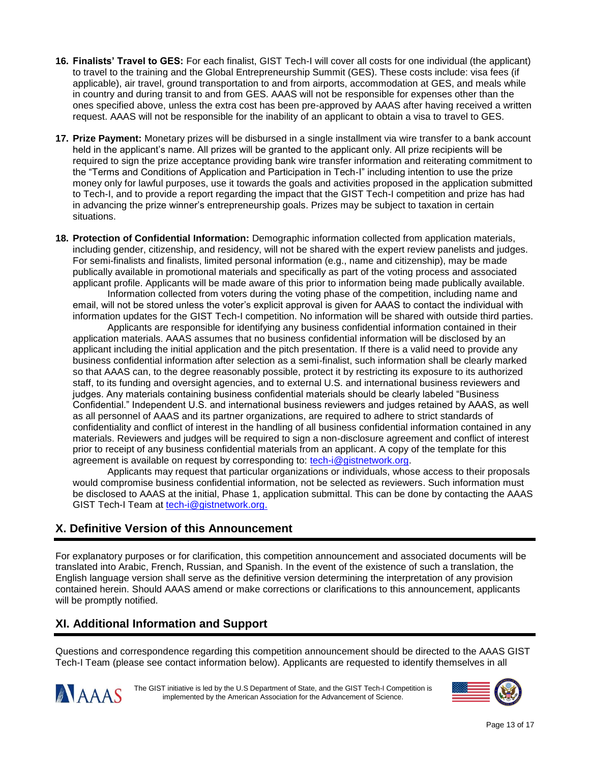16. **Finalists' Travel to GES:** For each finalist, GIST Tech-I will cover all costs for one individual (the applicant) to travel to the training and the Global Entrepreneurship Summit (GES). These costs include: visa fees (if applicable), air travel, ground transportation to and from airports, accommodation at GES, and meals while in country and during transit to and from GES. AAAS will not be responsible for expenses other than the ones specified above, unless the extra cost has been pre-approved by AAAS after having received a written request. AAAS will not be responsible for the inability of an applicant to obtain a visa to travel to GES.

17. **Prize Payment:** Monetary prizes will be disbursed in a single installment via wire transfer to a bank account held in the applicant's name. All prizes will be granted to the applicant only. All prize recipients will be required to sign the prize acceptance providing bank wire transfer information and reiterating commitment to the "Terms and Conditions of Application and Participation in Tech-I" including intention to use the prize money only for lawful purposes, use it towards the goals and activities proposed in the application submitted to Tech-I, and to provide a report regarding the impact that the GIST Tech-I competition and prize has had in advancing the prize winner's entrepreneurship goals. Prizes may be subject to taxation in certain situations.

18. **Protection of Confidential Information:** Demographic information collected from application materials, including gender, citizenship, and residency, will not be shared with the expert review panelists and judges. For semi-finalists and finalists, limited personal information (e.g., name and citizenship), may be made publically available in promotional materials and specifically as part of the voting process and associated applicant profile. Applicants will be made aware of this prior to information being made publically available.

    Information collected from voters during the voting phase of the competition, including name and email, will not be stored unless the voter's explicit approval is given for AAAS to contact the individual with information updates for the GIST Tech-I competition. No information will be shared with outside third parties.

    Applicants are responsible for identifying any business confidential information contained in their application materials. AAAS assumes that no business confidential information will be disclosed by an applicant including the initial application and the pitch presentation. If there is a valid need to provide any business confidential information after selection as a semi-finalist, such information shall be clearly marked so that AAAS can, to the degree reasonably possible, protect it by restricting its exposure to its authorized staff, to its funding and oversight agencies, and to external U.S. and international business reviewers and judges. Any materials containing business confidential materials should be clearly labeled "Business Confidential." Independent U.S. and international business reviewers and judges retained by AAAS, as well as all personnel of AAAS and its partner organizations, are required to adhere to strict standards of confidentiality and conflict of interest in the handling of all business confidential information contained in any materials. Reviewers and judges will be required to sign a non-disclosure agreement and conflict of interest prior to receipt of any business confidential materials from an applicant. A copy of the template for this agreement is available on request by corresponding to: tech-i@gistnetwork.org.

    Applicants may request that particular organizations or individuals, whose access to their proposals would compromise business confidential information, not be selected as reviewers. Such information must be disclosed to AAAS at the initial, Phase 1, application submittal. This can be done by contacting the AAAS GIST Tech-I Team at tech-i@gistnetwork.org.

## X. Definitive Version of this Announcement

For explanatory purposes or for clarification, this competition announcement and associated documents will be translated into Arabic, French, Russian, and Spanish. In the event of the existence of such a translation, the English language version shall serve as the definitive version determining the interpretation of any provision contained herein. Should AAAS amend or make corrections or clarifications to this announcement, applicants will be promptly notified.

## XI. Additional Information and Support

Questions and correspondence regarding this competition announcement should be directed to the AAAS GIST Tech-I Team (please see contact information below). Applicants are requested to identify themselves in all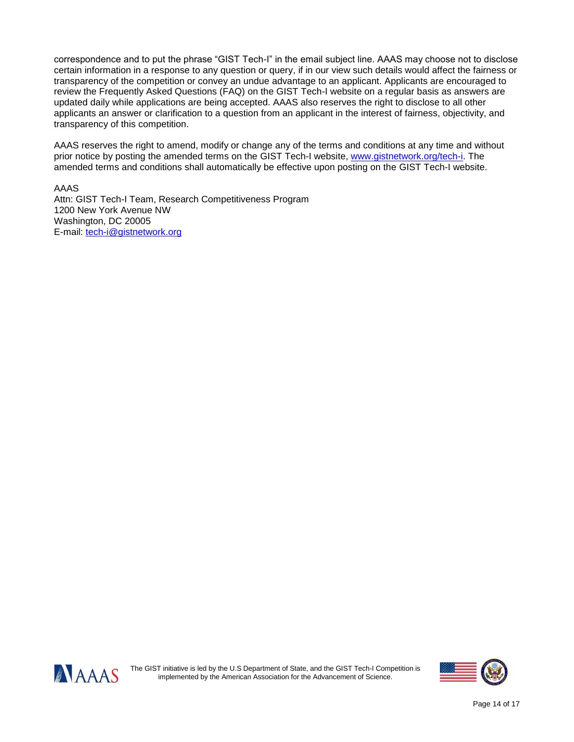correspondence and to put the phrase "GIST Tech-I" in the email subject line. AAAS may choose not to disclose certain information in a response to any question or query, if in our view such details would affect the fairness or transparency of the competition or convey an undue advantage to an applicant. Applicants are encouraged to review the Frequently Asked Questions (FAQ) on the GIST Tech-I website on a regular basis as answers are updated daily while applications are being accepted. AAAS also reserves the right to disclose to all other applicants an answer or clarification to a question from an applicant in the interest of fairness, objectivity, and transparency of this competition.

AAAS reserves the right to amend, modify or change any of the terms and conditions at any time and without prior notice by posting the amended terms on the GIST Tech-I website, [www.gistnetwork.org/tech-i](http://www.gistnetwork.org/tech-i). The amended terms and conditions shall automatically be effective upon posting on the GIST Tech-I website.

AAAS
Attn: GIST Tech-I Team, Research Competitiveness Program
1200 New York Avenue NW
Washington, DC 20005
E-mail: [tech-i@gistnetwork.org](mailto:tech-i@gistnetwork.org)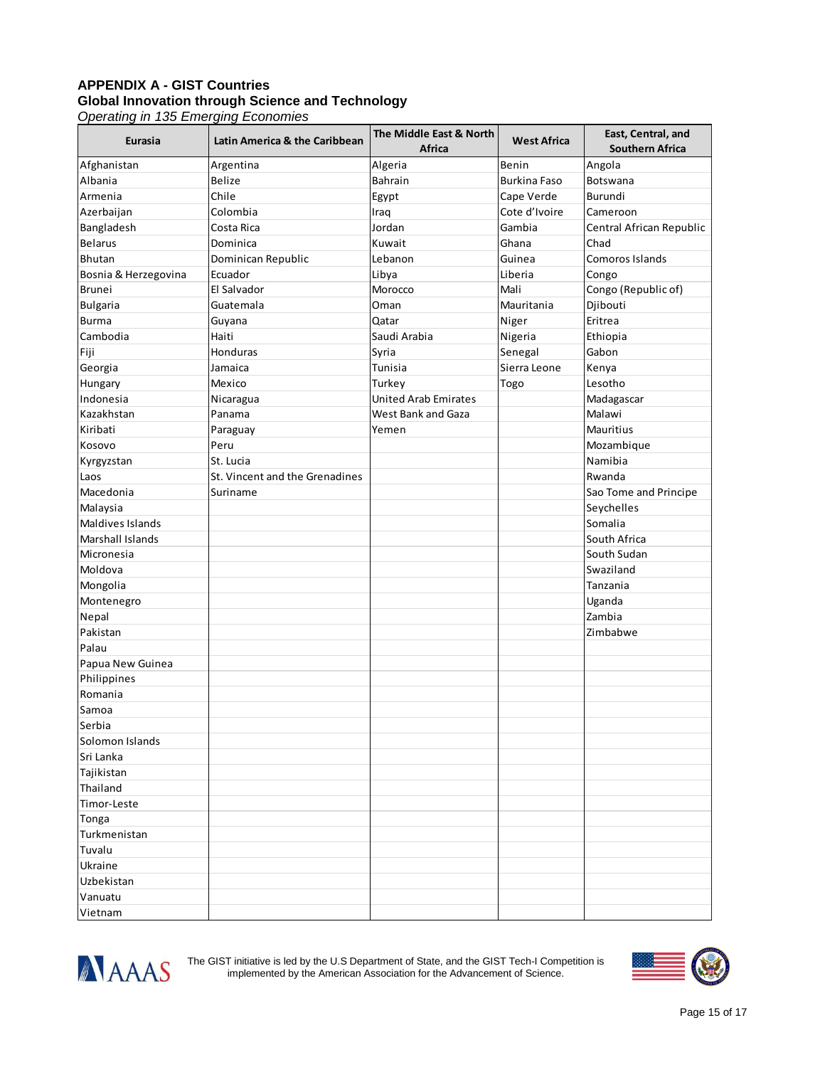**APPENDIX A - GIST Countries**
**Global Innovation through Science and Technology**
*Operating in 135 Emerging Economies*

| Eurasia | Latin America & the Caribbean | The Middle East & North Africa | West Africa | East, Central, and Southern Africa |
|---|---|---|---|---|
| Afghanistan | Argentina | Algeria | Benin | Angola |
| Albania | Belize | Bahrain | Burkina Faso | Botswana |
| Armenia | Chile | Egypt | Cape Verde | Burundi |
| Azerbaijan | Colombia | Iraq | Cote d'Ivoire | Cameroon |
| Bangladesh | Costa Rica | Jordan | Gambia | Central African Republic |
| Belarus | Dominica | Kuwait | Ghana | Chad |
| Bhutan | Dominican Republic | Lebanon | Guinea | Comoros Islands |
| Bosnia & Herzegovina | Ecuador | Libya | Liberia | Congo |
| Brunei | El Salvador | Morocco | Mali | Congo (Republic of) |
| Bulgaria | Guatemala | Oman | Mauritania | Djibouti |
| Burma | Guyana | Qatar | Niger | Eritrea |
| Cambodia | Haiti | Saudi Arabia | Nigeria | Ethiopia |
| Fiji | Honduras | Syria | Senegal | Gabon |
| Georgia | Jamaica | Tunisia | Sierra Leone | Kenya |
| Hungary | Mexico | Turkey | Togo | Lesotho |
| Indonesia | Nicaragua | United Arab Emirates | | Madagascar |
| Kazakhstan | Panama | West Bank and Gaza | | Malawi |
| Kiribati | Paraguay | Yemen | | Mauritius |
| Kosovo | Peru | | | Mozambique |
| Kyrgyzstan | St. Lucia | | | Namibia |
| Laos | St. Vincent and the Grenadines | | | Rwanda |
| Macedonia | Suriname | | | Sao Tome and Principe |
| Malaysia | | | | Seychelles |
| Maldives Islands | | | | Somalia |
| Marshall Islands | | | | South Africa |
| Micronesia | | | | South Sudan |
| Moldova | | | | Swaziland |
| Mongolia | | | | Tanzania |
| Montenegro | | | | Uganda |
| Nepal | | | | Zambia |
| Pakistan | | | | Zimbabwe |
| Palau | | | | |
| Papua New Guinea | | | | |
| Philippines | | | | |
| Romania | | | | |
| Samoa | | | | |
| Serbia | | | | |
| Solomon Islands | | | | |
| Sri Lanka | | | | |
| Tajikistan | | | | |
| Thailand | | | | |
| Timor-Leste | | | | |
| Tonga | | | | |
| Turkmenistan | | | | |
| Tuvalu | | | | |
| Ukraine | | | | |
| Uzbekistan | | | | |
| Vanuatu | | | | |
| Vietnam | | | | |

The GIST initiative is led by the U.S Department of State, and the GIST Tech-I Competition is implemented by the American Association for the Advancement of Science.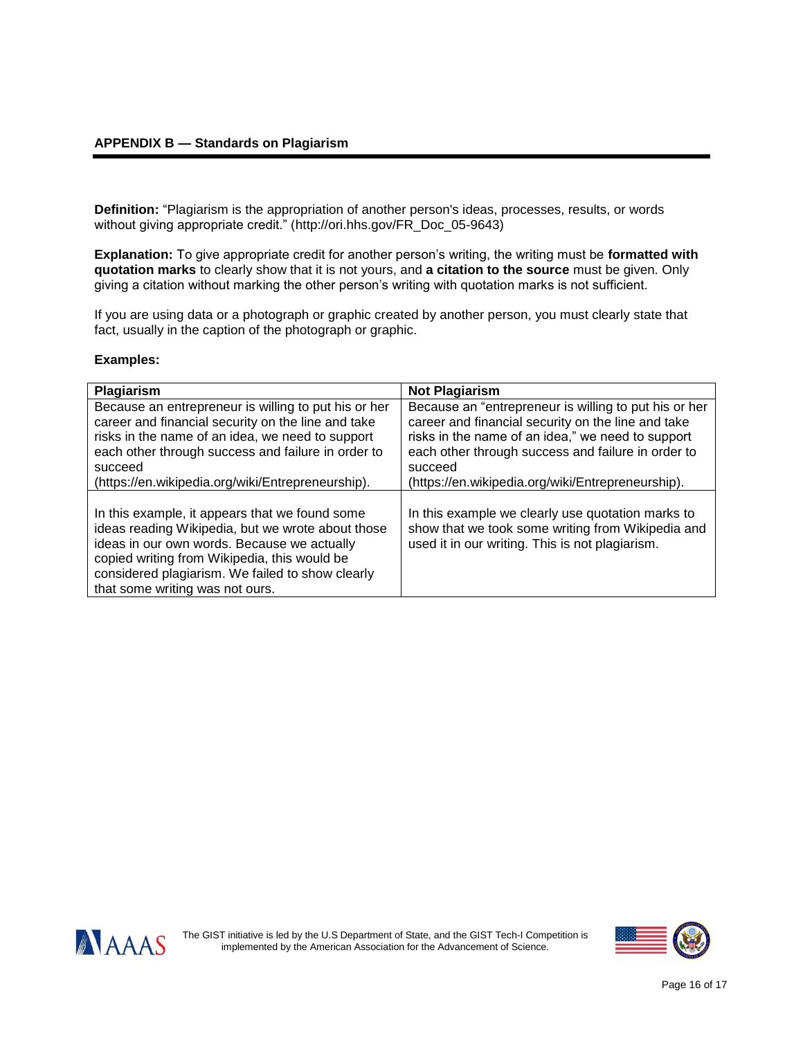## APPENDIX B — Standards on Plagiarism

**Definition:** "Plagiarism is the appropriation of another person's ideas, processes, results, or words without giving appropriate credit." (http://ori.hhs.gov/FR_Doc_05-9643)

**Explanation:** To give appropriate credit for another person's writing, the writing must be **formatted with quotation marks** to clearly show that it is not yours, and **a citation to the source** must be given. Only giving a citation without marking the other person's writing with quotation marks is not sufficient.

If you are using data or a photograph or graphic created by another person, you must clearly state that fact, usually in the caption of the photograph or graphic.

**Examples:**

| Plagiarism | Not Plagiarism |
|---|---|
| Because an entrepreneur is willing to put his or her career and financial security on the line and take risks in the name of an idea, we need to support each other through success and failure in order to succeed (https://en.wikipedia.org/wiki/Entrepreneurship). | Because an "entrepreneur is willing to put his or her career and financial security on the line and take risks in the name of an idea," we need to support each other through success and failure in order to succeed (https://en.wikipedia.org/wiki/Entrepreneurship). |
| In this example, it appears that we found some ideas reading Wikipedia, but we wrote about those ideas in our own words. Because we actually copied writing from Wikipedia, this would be considered plagiarism. We failed to show clearly that some writing was not ours. | In this example we clearly use quotation marks to show that we took some writing from Wikipedia and used it in our writing. This is not plagiarism. |

The GIST initiative is led by the U.S Department of State, and the GIST Tech-I Competition is implemented by the American Association for the Advancement of Science.